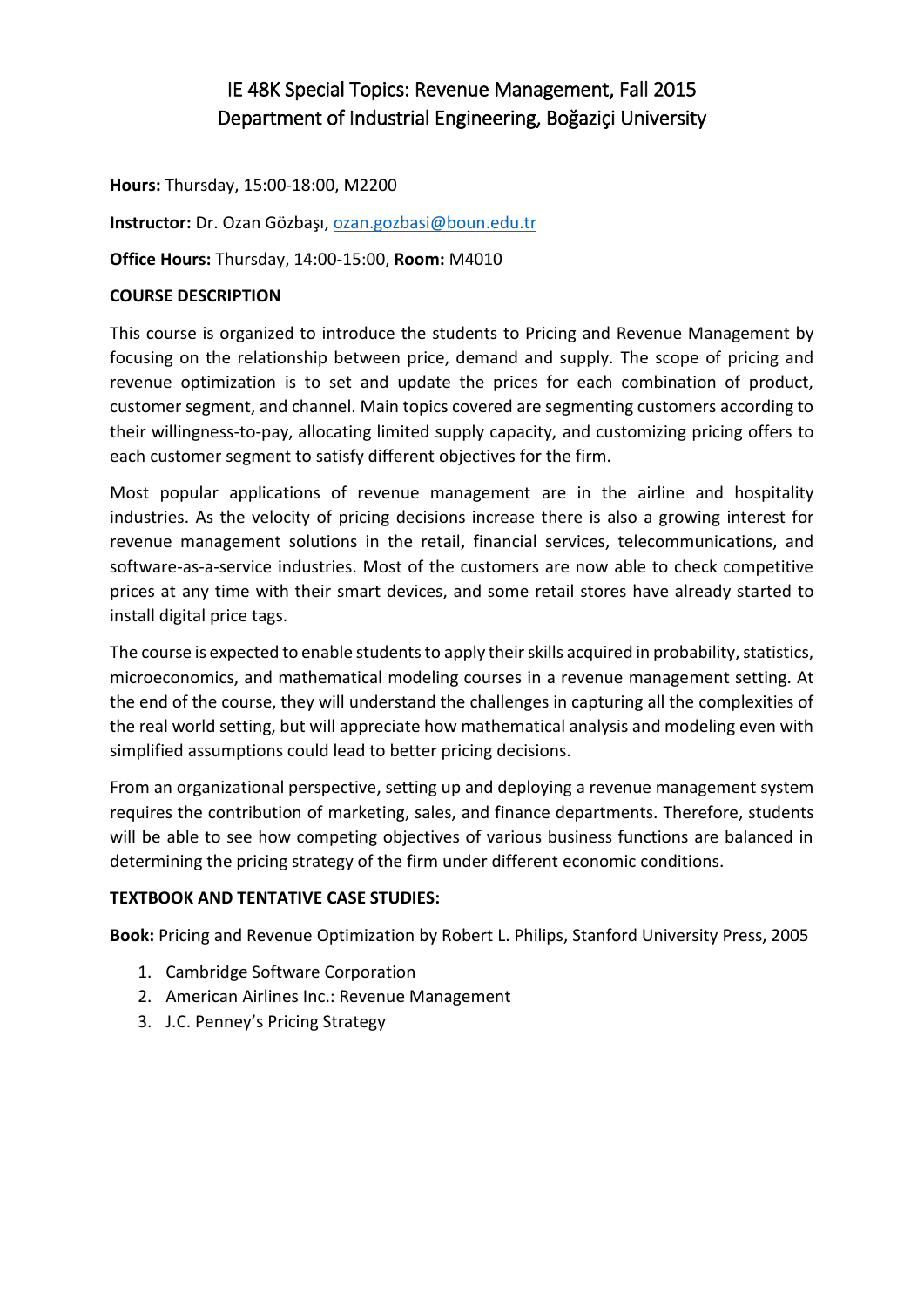# IE 48K Special Topics: Revenue Management, Fall 2015
# Department of Industrial Engineering, Boğaziçi University

**Hours:** Thursday, 15:00-18:00, M2200

**Instructor:** Dr. Ozan Gözbaşı, ozan.gozbasi@boun.edu.tr

**Office Hours:** Thursday, 14:00-15:00, **Room:** M4010

**COURSE DESCRIPTION**

This course is organized to introduce the students to Pricing and Revenue Management by focusing on the relationship between price, demand and supply. The scope of pricing and revenue optimization is to set and update the prices for each combination of product, customer segment, and channel. Main topics covered are segmenting customers according to their willingness-to-pay, allocating limited supply capacity, and customizing pricing offers to each customer segment to satisfy different objectives for the firm.

Most popular applications of revenue management are in the airline and hospitality industries. As the velocity of pricing decisions increase there is also a growing interest for revenue management solutions in the retail, financial services, telecommunications, and software-as-a-service industries. Most of the customers are now able to check competitive prices at any time with their smart devices, and some retail stores have already started to install digital price tags.

The course is expected to enable students to apply their skills acquired in probability, statistics, microeconomics, and mathematical modeling courses in a revenue management setting. At the end of the course, they will understand the challenges in capturing all the complexities of the real world setting, but will appreciate how mathematical analysis and modeling even with simplified assumptions could lead to better pricing decisions.

From an organizational perspective, setting up and deploying a revenue management system requires the contribution of marketing, sales, and finance departments. Therefore, students will be able to see how competing objectives of various business functions are balanced in determining the pricing strategy of the firm under different economic conditions.

**TEXTBOOK AND TENTATIVE CASE STUDIES:**

**Book:** Pricing and Revenue Optimization by Robert L. Philips, Stanford University Press, 2005

1. Cambridge Software Corporation
2. American Airlines Inc.: Revenue Management
3. J.C. Penney's Pricing Strategy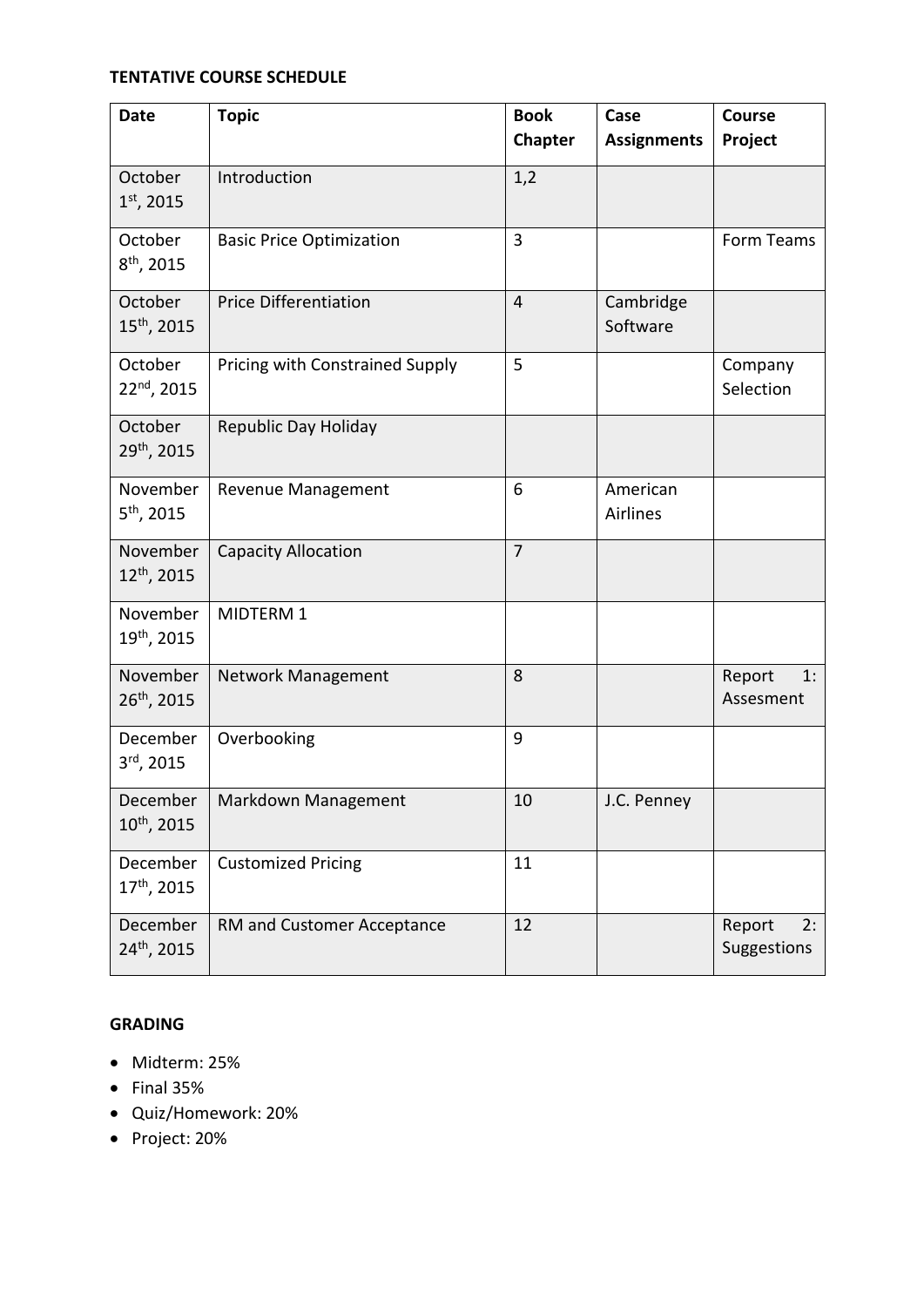**TENTATIVE COURSE SCHEDULE**

| Date | Topic | Book Chapter | Case Assignments | Course Project |
|---|---|---|---|---|
| October 1st, 2015 | Introduction | 1,2 | | |
| October 8th, 2015 | Basic Price Optimization | 3 | | Form Teams |
| October 15th, 2015 | Price Differentiation | 4 | Cambridge Software | |
| October 22nd, 2015 | Pricing with Constrained Supply | 5 | | Company Selection |
| October 29th, 2015 | Republic Day Holiday | | | |
| November 5th, 2015 | Revenue Management | 6 | American Airlines | |
| November 12th, 2015 | Capacity Allocation | 7 | | |
| November 19th, 2015 | MIDTERM 1 | | | |
| November 26th, 2015 | Network Management | 8 | | Report 1: Assesment |
| December 3rd, 2015 | Overbooking | 9 | | |
| December 10th, 2015 | Markdown Management | 10 | J.C. Penney | |
| December 17th, 2015 | Customized Pricing | 11 | | |
| December 24th, 2015 | RM and Customer Acceptance | 12 | | Report 2: Suggestions |

**GRADING**

- Midterm: 25%
- Final 35%
- Quiz/Homework: 20%
- Project: 20%